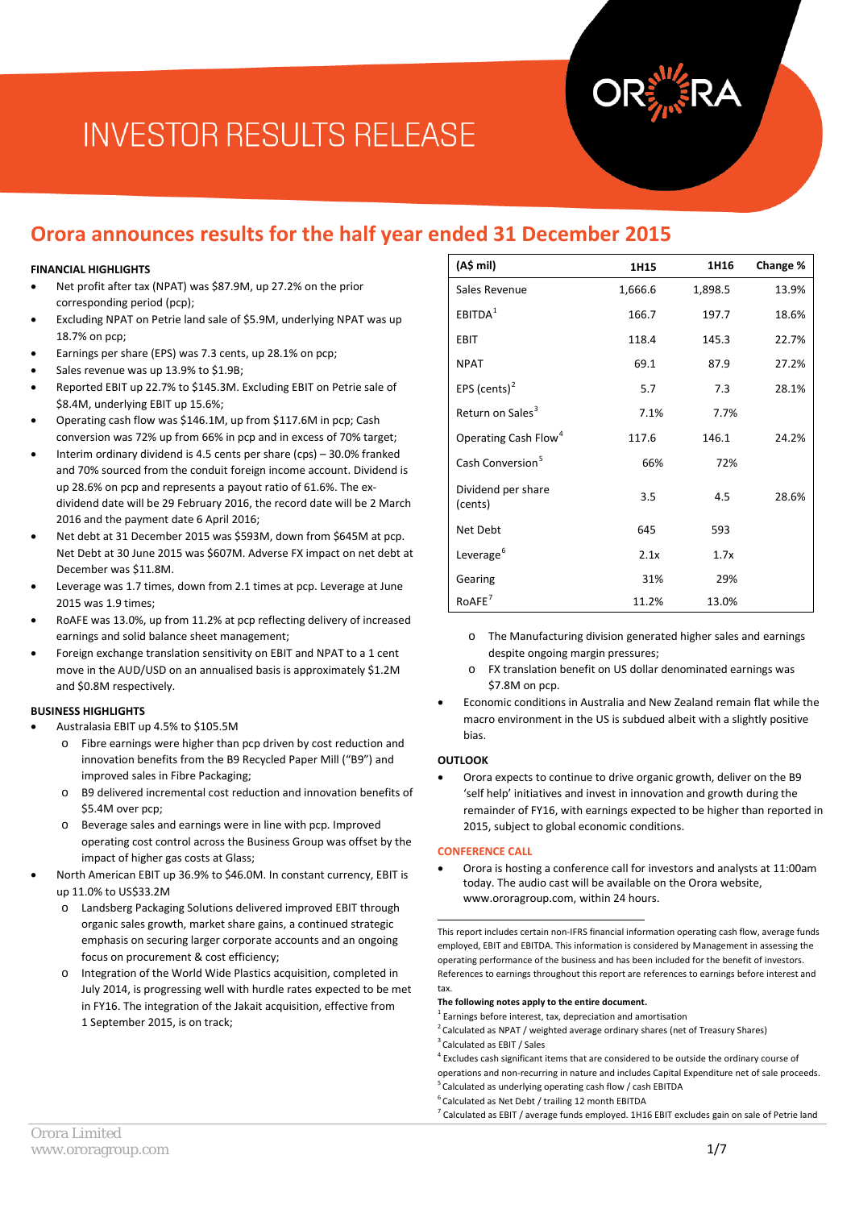# INVESTOR RESULTS RELEASE

## Orora announces results for the half year ended 31 December 2015

**FINANCIAL HIGHLIGHTS**

- Net profit after tax (NPAT) was $87.9M, up 27.2% on the prior corresponding period (pcp);
- Excluding NPAT on Petrie land sale of $5.9M, underlying NPAT was up 18.7% on pcp;
- Earnings per share (EPS) was 7.3 cents, up 28.1% on pcp;
- Sales revenue was up 13.9% to $1.9B;
- Reported EBIT up 22.7% to $145.3M. Excluding EBIT on Petrie sale of $8.4M, underlying EBIT up 15.6%;
- Operating cash flow was $146.1M, up from $117.6M in pcp; Cash conversion was 72% up from 66% in pcp and in excess of 70% target;
- Interim ordinary dividend is 4.5 cents per share (cps) – 30.0% franked and 70% sourced from the conduit foreign income account. Dividend is up 28.6% on pcp and represents a payout ratio of 61.6%. The ex-dividend date will be 29 February 2016, the record date will be 2 March 2016 and the payment date 6 April 2016;
- Net debt at 31 December 2015 was $593M, down from $645M at pcp. Net Debt at 30 June 2015 was $607M. Adverse FX impact on net debt at December was $11.8M.
- Leverage was 1.7 times, down from 2.1 times at pcp. Leverage at June 2015 was 1.9 times;
- RoAFE was 13.0%, up from 11.2% at pcp reflecting delivery of increased earnings and solid balance sheet management;
- Foreign exchange translation sensitivity on EBIT and NPAT to a 1 cent move in the AUD/USD on an annualised basis is approximately $1.2M and $0.8M respectively.

**BUSINESS HIGHLIGHTS**

- Australasia EBIT up 4.5% to $105.5M
  - Fibre earnings were higher than pcp driven by cost reduction and innovation benefits from the B9 Recycled Paper Mill ("B9") and improved sales in Fibre Packaging;
  - B9 delivered incremental cost reduction and innovation benefits of $5.4M over pcp;
  - Beverage sales and earnings were in line with pcp. Improved operating cost control across the Business Group was offset by the impact of higher gas costs at Glass;
- North American EBIT up 36.9% to $46.0M. In constant currency, EBIT is up 11.0% to US$33.2M
  - Landsberg Packaging Solutions delivered improved EBIT through organic sales growth, market share gains, a continued strategic emphasis on securing larger corporate accounts and an ongoing focus on procurement & cost efficiency;
  - Integration of the World Wide Plastics acquisition, completed in July 2014, is progressing well with hurdle rates expected to be met in FY16. The integration of the Jakait acquisition, effective from 1 September 2015, is on track;

| (A$ mil) | 1H15 | 1H16 | Change % |
|---|---|---|---|
| Sales Revenue | 1,666.6 | 1,898.5 | 13.9% |
| EBITDA[1] | 166.7 | 197.7 | 18.6% |
| EBIT | 118.4 | 145.3 | 22.7% |
| NPAT | 69.1 | 87.9 | 27.2% |
| EPS (cents)[2] | 5.7 | 7.3 | 28.1% |
| Return on Sales[3] | 7.1% | 7.7% | |
| Operating Cash Flow[4] | 117.6 | 146.1 | 24.2% |
| Cash Conversion[5] | 66% | 72% | |
| Dividend per share (cents) | 3.5 | 4.5 | 28.6% |
| Net Debt | 645 | 593 | |
| Leverage[6] | 2.1x | 1.7x | |
| Gearing | 31% | 29% | |
| RoAFE[7] | 11.2% | 13.0% | |

  - The Manufacturing division generated higher sales and earnings despite ongoing margin pressures;
  - FX translation benefit on US dollar denominated earnings was $7.8M on pcp.
- Economic conditions in Australia and New Zealand remain flat while the macro environment in the US is subdued albeit with a slightly positive bias.

**OUTLOOK**

- Orora expects to continue to drive organic growth, deliver on the B9 'self help' initiatives and invest in innovation and growth during the remainder of FY16, with earnings expected to be higher than reported in 2015, subject to global economic conditions.

**CONFERENCE CALL**

- Orora is hosting a conference call for investors and analysts at 11:00am today. The audio cast will be available on the Orora website, www.ororagroup.com, within 24 hours.

This report includes certain non-IFRS financial information operating cash flow, average funds employed, EBIT and EBITDA. This information is considered by Management in assessing the operating performance of the business and has been included for the benefit of investors. References to earnings throughout this report are references to earnings before interest and tax.

**The following notes apply to the entire document.**

[1] Earnings before interest, tax, depreciation and amortisation
[2] Calculated as NPAT / weighted average ordinary shares (net of Treasury Shares)
[3] Calculated as EBIT / Sales
[4] Excludes cash significant items that are considered to be outside the ordinary course of operations and non-recurring in nature and includes Capital Expenditure net of sale proceeds.
[5] Calculated as underlying operating cash flow / cash EBITDA
[6] Calculated as Net Debt / trailing 12 month EBITDA
[7] Calculated as EBIT / average funds employed. 1H16 EBIT excludes gain on sale of Petrie land

Orora Limited
www.ororagroup.com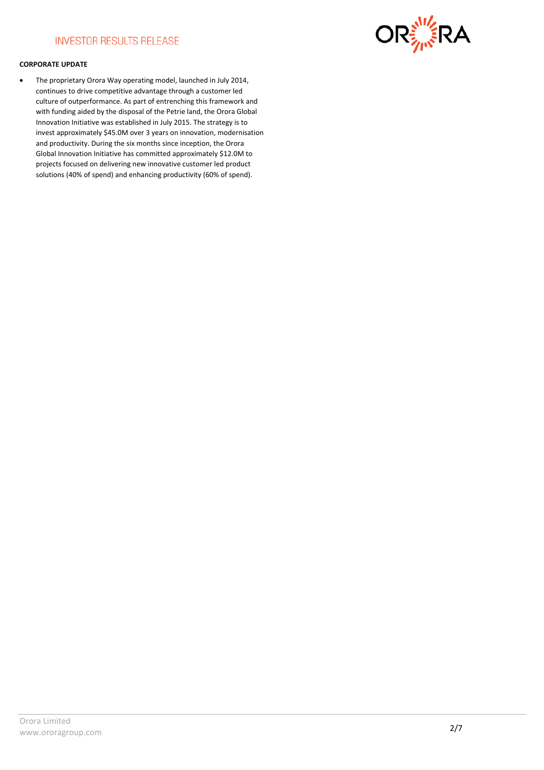**CORPORATE UPDATE**

- The proprietary Orora Way operating model, launched in July 2014, continues to drive competitive advantage through a customer led culture of outperformance. As part of entrenching this framework and with funding aided by the disposal of the Petrie land, the Orora Global Innovation Initiative was established in July 2015. The strategy is to invest approximately $45.0M over 3 years on innovation, modernisation and productivity. During the six months since inception, the Orora Global Innovation Initiative has committed approximately $12.0M to projects focused on delivering new innovative customer led product solutions (40% of spend) and enhancing productivity (60% of spend).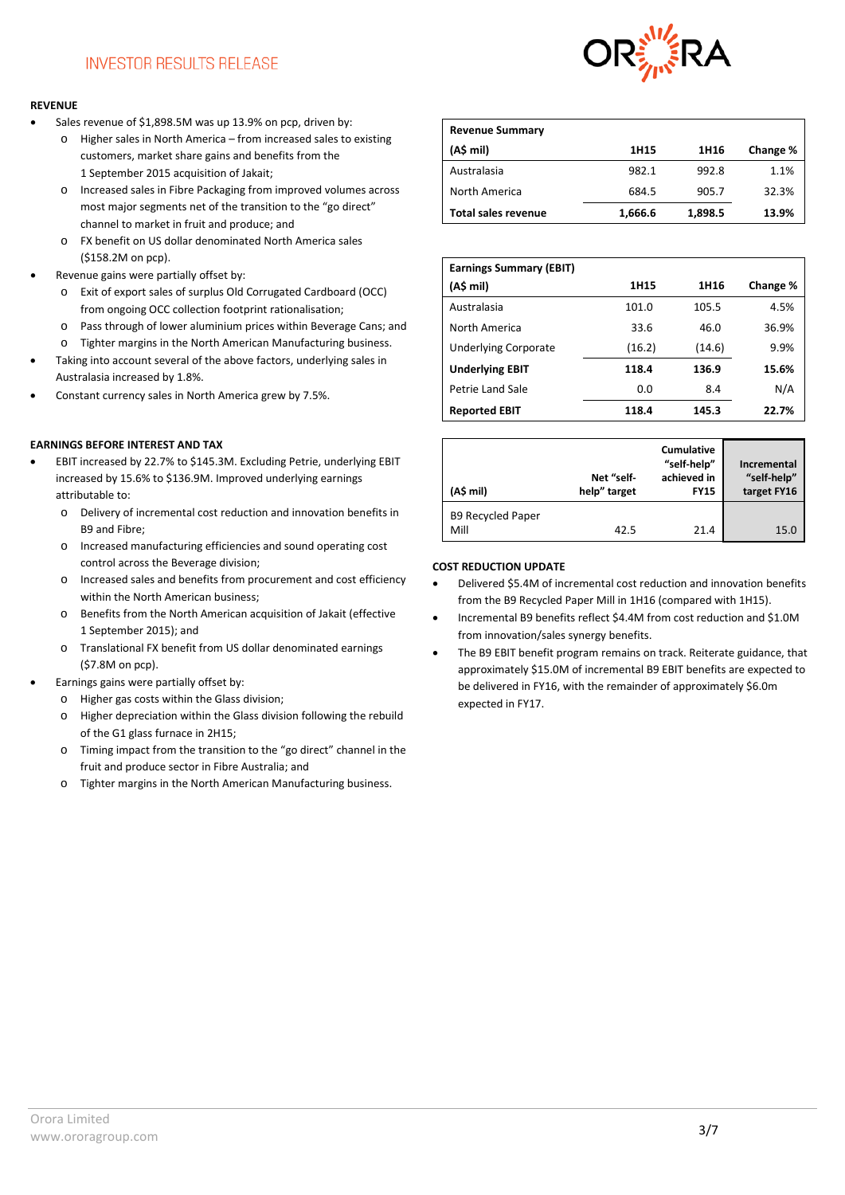## REVENUE

- Sales revenue of $1,898.5M was up 13.9% on pcp, driven by:
  - Higher sales in North America – from increased sales to existing customers, market share gains and benefits from the 1 September 2015 acquisition of Jakait;
  - Increased sales in Fibre Packaging from improved volumes across most major segments net of the transition to the "go direct" channel to market in fruit and produce; and
  - FX benefit on US dollar denominated North America sales ($158.2M on pcp).
- Revenue gains were partially offset by:
  - Exit of export sales of surplus Old Corrugated Cardboard (OCC) from ongoing OCC collection footprint rationalisation;
  - Pass through of lower aluminium prices within Beverage Cans; and
  - Tighter margins in the North American Manufacturing business.
- Taking into account several of the above factors, underlying sales in Australasia increased by 1.8%.
- Constant currency sales in North America grew by 7.5%.

| Revenue Summary (A$ mil) | 1H15 | 1H16 | Change % |
|---|---|---|---|
| Australasia | 982.1 | 992.8 | 1.1% |
| North America | 684.5 | 905.7 | 32.3% |
| **Total sales revenue** | **1,666.6** | **1,898.5** | **13.9%** |

## EARNINGS BEFORE INTEREST AND TAX

- EBIT increased by 22.7% to $145.3M. Excluding Petrie, underlying EBIT increased by 15.6% to $136.9M. Improved underlying earnings attributable to:
  - Delivery of incremental cost reduction and innovation benefits in B9 and Fibre;
  - Increased manufacturing efficiencies and sound operating cost control across the Beverage division;
  - Increased sales and benefits from procurement and cost efficiency within the North American business;
  - Benefits from the North American acquisition of Jakait (effective 1 September 2015); and
  - Translational FX benefit from US dollar denominated earnings ($7.8M on pcp).
- Earnings gains were partially offset by:
  - Higher gas costs within the Glass division;
  - Higher depreciation within the Glass division following the rebuild of the G1 glass furnace in 2H15;
  - Timing impact from the transition to the "go direct" channel in the fruit and produce sector in Fibre Australia; and
  - Tighter margins in the North American Manufacturing business.

| Earnings Summary (EBIT) (A$ mil) | 1H15 | 1H16 | Change % |
|---|---|---|---|
| Australasia | 101.0 | 105.5 | 4.5% |
| North America | 33.6 | 46.0 | 36.9% |
| Underlying Corporate | (16.2) | (14.6) | 9.9% |
| **Underlying EBIT** | **118.4** | **136.9** | **15.6%** |
| Petrie Land Sale | 0.0 | 8.4 | N/A |
| **Reported EBIT** | **118.4** | **145.3** | **22.7%** |

| (A$ mil) | Net "self-help" target | Cumulative "self-help" achieved in FY15 | Incremental "self-help" target FY16 |
|---|---|---|---|
| B9 Recycled Paper Mill | 42.5 | 21.4 | 15.0 |

## COST REDUCTION UPDATE

- Delivered $5.4M of incremental cost reduction and innovation benefits from the B9 Recycled Paper Mill in 1H16 (compared with 1H15).
- Incremental B9 benefits reflect $4.4M from cost reduction and $1.0M from innovation/sales synergy benefits.
- The B9 EBIT benefit program remains on track. Reiterate guidance, that approximately $15.0M of incremental B9 EBIT benefits are expected to be delivered in FY16, with the remainder of approximately $6.0m expected in FY17.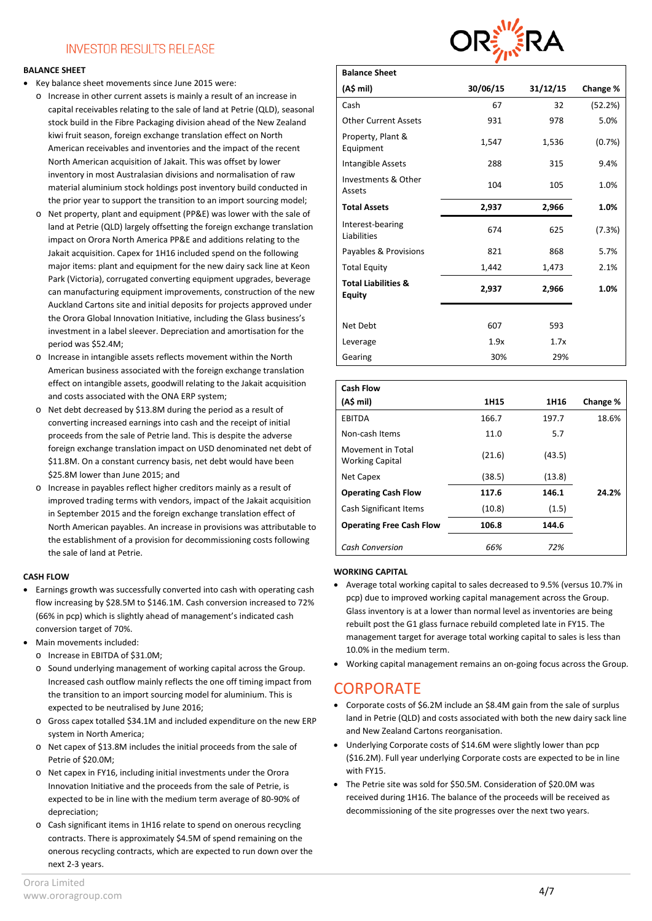INVESTOR RESULTS RELEASE

## BALANCE SHEET

- Key balance sheet movements since June 2015 were:
  - Increase in other current assets is mainly a result of an increase in capital receivables relating to the sale of land at Petrie (QLD), seasonal stock build in the Fibre Packaging division ahead of the New Zealand kiwi fruit season, foreign exchange translation effect on North American receivables and inventories and the impact of the recent North American acquisition of Jakait. This was offset by lower inventory in most Australasian divisions and normalisation of raw material aluminium stock holdings post inventory build conducted in the prior year to support the transition to an import sourcing model;
  - Net property, plant and equipment (PP&E) was lower with the sale of land at Petrie (QLD) largely offsetting the foreign exchange translation impact on Orora North America PP&E and additions relating to the Jakait acquisition. Capex for 1H16 included spend on the following major items: plant and equipment for the new dairy sack line at Keon Park (Victoria), corrugated converting equipment upgrades, beverage can manufacturing equipment improvements, construction of the new Auckland Cartons site and initial deposits for projects approved under the Orora Global Innovation Initiative, including the Glass business's investment in a label sleever. Depreciation and amortisation for the period was $52.4M;
  - Increase in intangible assets reflects movement within the North American business associated with the foreign exchange translation effect on intangible assets, goodwill relating to the Jakait acquisition and costs associated with the ONA ERP system;
  - Net debt decreased by $13.8M during the period as a result of converting increased earnings into cash and the receipt of initial proceeds from the sale of Petrie land. This is despite the adverse foreign exchange translation impact on USD denominated net debt of $11.8M. On a constant currency basis, net debt would have been $25.8M lower than June 2015; and
  - Increase in payables reflect higher creditors mainly as a result of improved trading terms with vendors, impact of the Jakait acquisition in September 2015 and the foreign exchange translation effect of North American payables. An increase in provisions was attributable to the establishment of a provision for decommissioning costs following the sale of land at Petrie.

| Balance Sheet (A$ mil) | 30/06/15 | 31/12/15 | Change % |
|---|---|---|---|
| Cash | 67 | 32 | (52.2%) |
| Other Current Assets | 931 | 978 | 5.0% |
| Property, Plant & Equipment | 1,547 | 1,536 | (0.7%) |
| Intangible Assets | 288 | 315 | 9.4% |
| Investments & Other Assets | 104 | 105 | 1.0% |
| **Total Assets** | **2,937** | **2,966** | **1.0%** |
| Interest-bearing Liabilities | 674 | 625 | (7.3%) |
| Payables & Provisions | 821 | 868 | 5.7% |
| Total Equity | 1,442 | 1,473 | 2.1% |
| **Total Liabilities & Equity** | **2,937** | **2,966** | **1.0%** |
| Net Debt | 607 | 593 | |
| Leverage | 1.9x | 1.7x | |
| Gearing | 30% | 29% | |

## CASH FLOW

- Earnings growth was successfully converted into cash with operating cash flow increasing by $28.5M to $146.1M. Cash conversion increased to 72% (66% in pcp) which is slightly ahead of management's indicated cash conversion target of 70%.
- Main movements included:
  - Increase in EBITDA of $31.0M;
  - Sound underlying management of working capital across the Group. Increased cash outflow mainly reflects the one off timing impact from the transition to an import sourcing model for aluminium. This is expected to be neutralised by June 2016;
  - Gross capex totalled $34.1M and included expenditure on the new ERP system in North America;
  - Net capex of $13.8M includes the initial proceeds from the sale of Petrie of $20.0M;
  - Net capex in FY16, including initial investments under the Orora Innovation Initiative and the proceeds from the sale of Petrie, is expected to be in line with the medium term average of 80-90% of depreciation;
  - Cash significant items in 1H16 relate to spend on onerous recycling contracts. There is approximately $4.5M of spend remaining on the onerous recycling contracts, which are expected to run down over the next 2-3 years.

| Cash Flow (A$ mil) | 1H15 | 1H16 | Change % |
|---|---|---|---|
| EBITDA | 166.7 | 197.7 | 18.6% |
| Non-cash Items | 11.0 | 5.7 | |
| Movement in Total Working Capital | (21.6) | (43.5) | |
| Net Capex | (38.5) | (13.8) | |
| **Operating Cash Flow** | **117.6** | **146.1** | **24.2%** |
| Cash Significant Items | (10.8) | (1.5) | |
| **Operating Free Cash Flow** | **106.8** | **144.6** | |
| *Cash Conversion* | *66%* | *72%* | |

## WORKING CAPITAL

- Average total working capital to sales decreased to 9.5% (versus 10.7% in pcp) due to improved working capital management across the Group. Glass inventory is at a lower than normal level as inventories are being rebuilt post the G1 glass furnace rebuild completed late in FY15. The management target for average total working capital to sales is less than 10.0% in the medium term.
- Working capital management remains an on-going focus across the Group.

# CORPORATE

- Corporate costs of $6.2M include an $8.4M gain from the sale of surplus land in Petrie (QLD) and costs associated with both the new dairy sack line and New Zealand Cartons reorganisation.
- Underlying Corporate costs of $14.6M were slightly lower than pcp ($16.2M). Full year underlying Corporate costs are expected to be in line with FY15.
- The Petrie site was sold for $50.5M. Consideration of $20.0M was received during 1H16. The balance of the proceeds will be received as decommissioning of the site progresses over the next two years.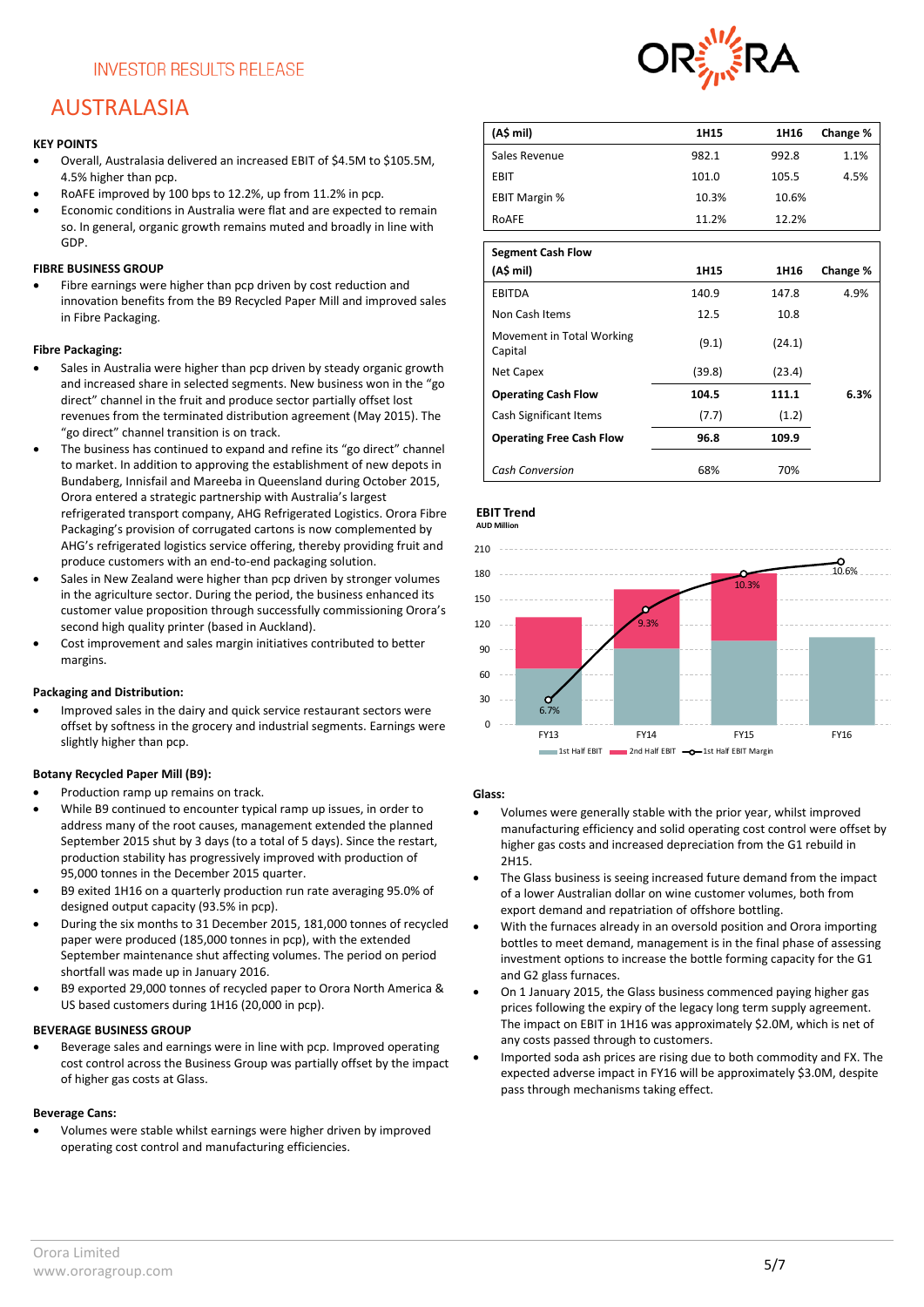INVESTOR RESULTS RELEASE

# AUSTRALASIA

### KEY POINTS

- Overall, Australasia delivered an increased EBIT of $4.5M to $105.5M, 4.5% higher than pcp.
- RoAFE improved by 100 bps to 12.2%, up from 11.2% in pcp.
- Economic conditions in Australia were flat and are expected to remain so. In general, organic growth remains muted and broadly in line with GDP.

### FIBRE BUSINESS GROUP

- Fibre earnings were higher than pcp driven by cost reduction and innovation benefits from the B9 Recycled Paper Mill and improved sales in Fibre Packaging.

**Fibre Packaging:**

- Sales in Australia were higher than pcp driven by steady organic growth and increased share in selected segments. New business won in the "go direct" channel in the fruit and produce sector partially offset lost revenues from the terminated distribution agreement (May 2015). The "go direct" channel transition is on track.
- The business has continued to expand and refine its "go direct" channel to market. In addition to approving the establishment of new depots in Bundaberg, Innisfail and Mareeba in Queensland during October 2015, Orora entered a strategic partnership with Australia's largest refrigerated transport company, AHG Refrigerated Logistics. Orora Fibre Packaging's provision of corrugated cartons is now complemented by AHG's refrigerated logistics service offering, thereby providing fruit and produce customers with an end-to-end packaging solution.
- Sales in New Zealand were higher than pcp driven by stronger volumes in the agriculture sector. During the period, the business enhanced its customer value proposition through successfully commissioning Orora's second high quality printer (based in Auckland).
- Cost improvement and sales margin initiatives contributed to better margins.

**Packaging and Distribution:**

- Improved sales in the dairy and quick service restaurant sectors were offset by softness in the grocery and industrial segments. Earnings were slightly higher than pcp.

**Botany Recycled Paper Mill (B9):**

- Production ramp up remains on track.
- While B9 continued to encounter typical ramp up issues, in order to address many of the root causes, management extended the planned September 2015 shut by 3 days (to a total of 5 days). Since the restart, production stability has progressively improved with production of 95,000 tonnes in the December 2015 quarter.
- B9 exited 1H16 on a quarterly production run rate averaging 95.0% of designed output capacity (93.5% in pcp).
- During the six months to 31 December 2015, 181,000 tonnes of recycled paper were produced (185,000 tonnes in pcp), with the extended September maintenance shut affecting volumes. The period on period shortfall was made up in January 2016.
- B9 exported 29,000 tonnes of recycled paper to Orora North America & US based customers during 1H16 (20,000 in pcp).

### BEVERAGE BUSINESS GROUP

- Beverage sales and earnings were in line with pcp. Improved operating cost control across the Business Group was partially offset by the impact of higher gas costs at Glass.

**Beverage Cans:**

- Volumes were stable whilst earnings were higher driven by improved operating cost control and manufacturing efficiencies.

| (A$ mil) | 1H15 | 1H16 | Change % |
|---|---|---|---|
| Sales Revenue | 982.1 | 992.8 | 1.1% |
| EBIT | 101.0 | 105.5 | 4.5% |
| EBIT Margin % | 10.3% | 10.6% | |
| RoAFE | 11.2% | 12.2% | |

| Segment Cash Flow (A$ mil) | 1H15 | 1H16 | Change % |
|---|---|---|---|
| EBITDA | 140.9 | 147.8 | 4.9% |
| Non Cash Items | 12.5 | 10.8 | |
| Movement in Total Working Capital | (9.1) | (24.1) | |
| Net Capex | (39.8) | (23.4) | |
| **Operating Cash Flow** | **104.5** | **111.1** | **6.3%** |
| Cash Significant Items | (7.7) | (1.2) | |
| **Operating Free Cash Flow** | **96.8** | **109.9** | |
| *Cash Conversion* | 68% | 70% | |

**EBIT Trend**
AUD Million

Legend: 1st Half EBIT, 2nd Half EBIT, 1st Half EBIT Margin

| | FY13 | FY14 | FY15 | FY16 |
|---|---|---|---|---|
| 1st Half EBIT Margin | 6.7% | 9.3% | 10.3% | 10.6% |

**Glass:**

- Volumes were generally stable with the prior year, whilst improved manufacturing efficiency and solid operating cost control were offset by higher gas costs and increased depreciation from the G1 rebuild in 2H15.
- The Glass business is seeing increased future demand from the impact of a lower Australian dollar on wine customer volumes, both from export demand and repatriation of offshore bottling.
- With the furnaces already in an oversold position and Orora importing bottles to meet demand, management is in the final phase of assessing investment options to increase the bottle forming capacity for the G1 and G2 glass furnaces.
- On 1 January 2015, the Glass business commenced paying higher gas prices following the expiry of the legacy long term supply agreement. The impact on EBIT in 1H16 was approximately $2.0M, which is net of any costs passed through to customers.
- Imported soda ash prices are rising due to both commodity and FX. The expected adverse impact in FY16 will be approximately $3.0M, despite pass through mechanisms taking effect.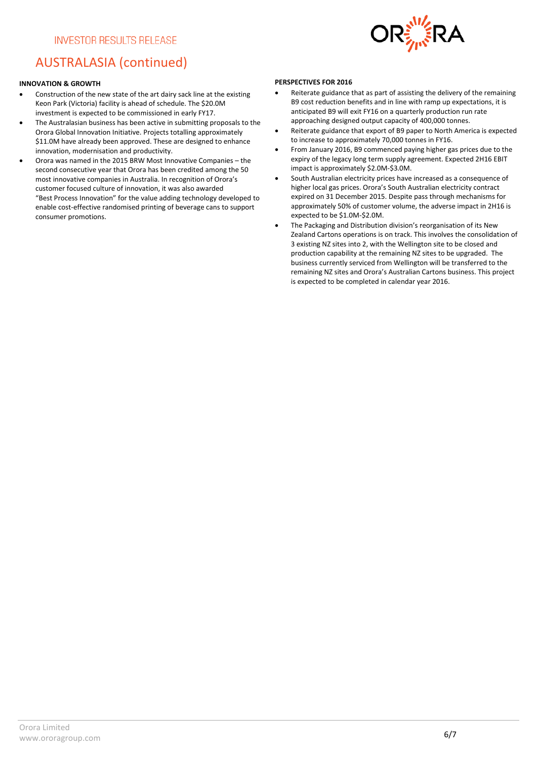# AUSTRALASIA (continued)

**INNOVATION & GROWTH**

- Construction of the new state of the art dairy sack line at the existing Keon Park (Victoria) facility is ahead of schedule. The $20.0M investment is expected to be commissioned in early FY17.
- The Australasian business has been active in submitting proposals to the Orora Global Innovation Initiative. Projects totalling approximately $11.0M have already been approved. These are designed to enhance innovation, modernisation and productivity.
- Orora was named in the 2015 BRW Most Innovative Companies – the second consecutive year that Orora has been credited among the 50 most innovative companies in Australia. In recognition of Orora's customer focused culture of innovation, it was also awarded "Best Process Innovation" for the value adding technology developed to enable cost-effective randomised printing of beverage cans to support consumer promotions.

**PERSPECTIVES FOR 2016**

- Reiterate guidance that as part of assisting the delivery of the remaining B9 cost reduction benefits and in line with ramp up expectations, it is anticipated B9 will exit FY16 on a quarterly production run rate approaching designed output capacity of 400,000 tonnes.
- Reiterate guidance that export of B9 paper to North America is expected to increase to approximately 70,000 tonnes in FY16.
- From January 2016, B9 commenced paying higher gas prices due to the expiry of the legacy long term supply agreement. Expected 2H16 EBIT impact is approximately $2.0M-$3.0M.
- South Australian electricity prices have increased as a consequence of higher local gas prices. Orora's South Australian electricity contract expired on 31 December 2015. Despite pass through mechanisms for approximately 50% of customer volume, the adverse impact in 2H16 is expected to be $1.0M-$2.0M.
- The Packaging and Distribution division's reorganisation of its New Zealand Cartons operations is on track. This involves the consolidation of 3 existing NZ sites into 2, with the Wellington site to be closed and production capability at the remaining NZ sites to be upgraded. The business currently serviced from Wellington will be transferred to the remaining NZ sites and Orora's Australian Cartons business. This project is expected to be completed in calendar year 2016.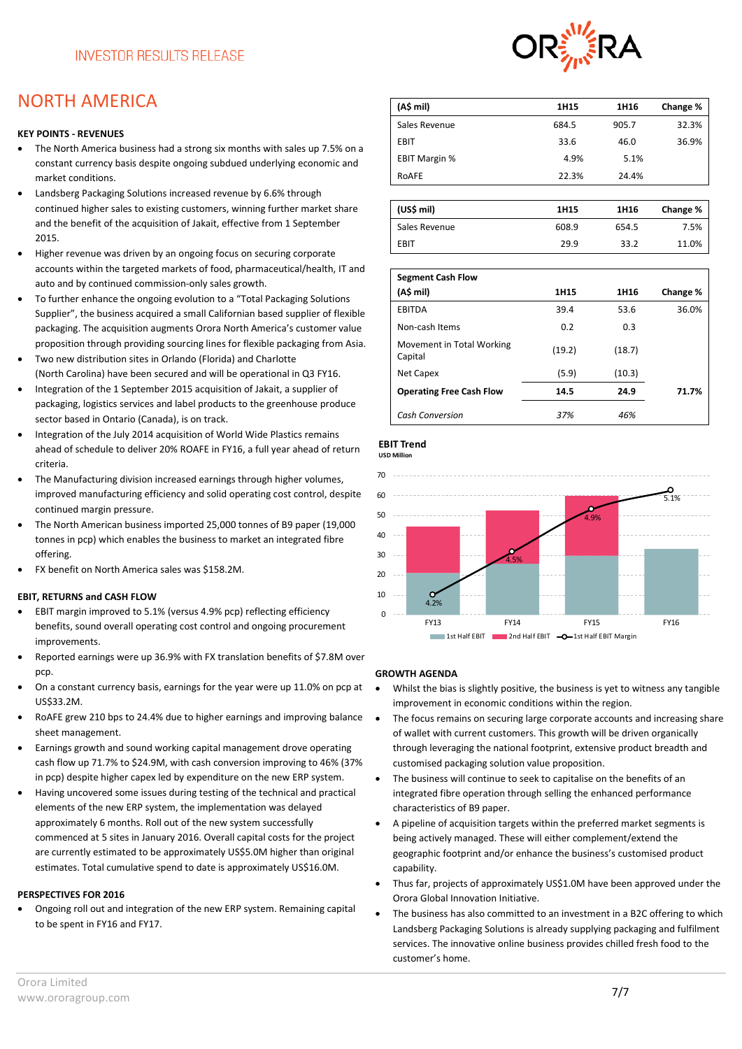INVESTOR RESULTS RELEASE

# NORTH AMERICA

**KEY POINTS - REVENUES**

- The North America business had a strong six months with sales up 7.5% on a constant currency basis despite ongoing subdued underlying economic and market conditions.
- Landsberg Packaging Solutions increased revenue by 6.6% through continued higher sales to existing customers, winning further market share and the benefit of the acquisition of Jakait, effective from 1 September 2015.
- Higher revenue was driven by an ongoing focus on securing corporate accounts within the targeted markets of food, pharmaceutical/health, IT and auto and by continued commission-only sales growth.
- To further enhance the ongoing evolution to a "Total Packaging Solutions Supplier", the business acquired a small Californian based supplier of flexible packaging. The acquisition augments Orora North America's customer value proposition through providing sourcing lines for flexible packaging from Asia.
- Two new distribution sites in Orlando (Florida) and Charlotte (North Carolina) have been secured and will be operational in Q3 FY16.
- Integration of the 1 September 2015 acquisition of Jakait, a supplier of packaging, logistics services and label products to the greenhouse produce sector based in Ontario (Canada), is on track.
- Integration of the July 2014 acquisition of World Wide Plastics remains ahead of schedule to deliver 20% ROAFE in FY16, a full year ahead of return criteria.
- The Manufacturing division increased earnings through higher volumes, improved manufacturing efficiency and solid operating cost control, despite continued margin pressure.
- The North American business imported 25,000 tonnes of B9 paper (19,000 tonnes in pcp) which enables the business to market an integrated fibre offering.
- FX benefit on North America sales was $158.2M.

**EBIT, RETURNS and CASH FLOW**

- EBIT margin improved to 5.1% (versus 4.9% pcp) reflecting efficiency benefits, sound overall operating cost control and ongoing procurement improvements.
- Reported earnings were up 36.9% with FX translation benefits of $7.8M over pcp.
- On a constant currency basis, earnings for the year were up 11.0% on pcp at US$33.2M.
- RoAFE grew 210 bps to 24.4% due to higher earnings and improving balance sheet management.
- Earnings growth and sound working capital management drove operating cash flow up 71.7% to $24.9M, with cash conversion improving to 46% (37% in pcp) despite higher capex led by expenditure on the new ERP system.
- Having uncovered some issues during testing of the technical and practical elements of the new ERP system, the implementation was delayed approximately 6 months. Roll out of the new system successfully commenced at 5 sites in January 2016. Overall capital costs for the project are currently estimated to be approximately US$5.0M higher than original estimates. Total cumulative spend to date is approximately US$16.0M.

**PERSPECTIVES FOR 2016**

- Ongoing roll out and integration of the new ERP system. Remaining capital to be spent in FY16 and FY17.

| (A$ mil) | 1H15 | 1H16 | Change % |
|---|---|---|---|
| Sales Revenue | 684.5 | 905.7 | 32.3% |
| EBIT | 33.6 | 46.0 | 36.9% |
| EBIT Margin % | 4.9% | 5.1% | |
| RoAFE | 22.3% | 24.4% | |

| (US$ mil) | 1H15 | 1H16 | Change % |
|---|---|---|---|
| Sales Revenue | 608.9 | 654.5 | 7.5% |
| EBIT | 29.9 | 33.2 | 11.0% |

| Segment Cash Flow (A$ mil) | 1H15 | 1H16 | Change % |
|---|---|---|---|
| EBITDA | 39.4 | 53.6 | 36.0% |
| Non-cash Items | 0.2 | 0.3 | |
| Movement in Total Working Capital | (19.2) | (18.7) | |
| Net Capex | (5.9) | (10.3) | |
| **Operating Free Cash Flow** | **14.5** | **24.9** | **71.7%** |
| *Cash Conversion* | *37%* | *46%* | |

**EBIT Trend**

USD Million

70
60
50
40
30
20
10
0

FY13 FY14 FY15 FY16

4.2% 4.5% 4.9% 5.1%

1st Half EBIT 2nd Half EBIT 1st Half EBIT Margin

**GROWTH AGENDA**

- Whilst the bias is slightly positive, the business is yet to witness any tangible improvement in economic conditions within the region.
- The focus remains on securing large corporate accounts and increasing share of wallet with current customers. This growth will be driven organically through leveraging the national footprint, extensive product breadth and customised packaging solution value proposition.
- The business will continue to seek to capitalise on the benefits of an integrated fibre operation through selling the enhanced performance characteristics of B9 paper.
- A pipeline of acquisition targets within the preferred market segments is being actively managed. These will either complement/extend the geographic footprint and/or enhance the business's customised product capability.
- Thus far, projects of approximately US$1.0M have been approved under the Orora Global Innovation Initiative.
- The business has also committed to an investment in a B2C offering to which Landsberg Packaging Solutions is already supplying packaging and fulfilment services. The innovative online business provides chilled fresh food to the customer's home.